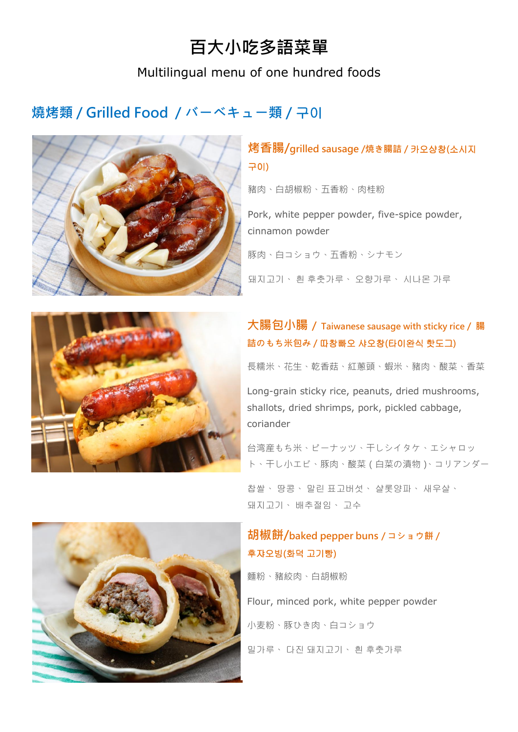# 百大小吃多語菜單

Multilingual menu of one hundred foods

## 燒烤類 / Grilled Food / バーベキュー類 / 구이

### 烤香腸/grilled sausage /焼き腸詰 / 카오샹창(소시지 구이)

豬肉、白胡椒粉、五香粉、肉桂粉

Pork, white pepper powder, five-spice powder, cinnamon powder

豚肉、白コショウ、五香粉、シナモン

돼지고기、 흰 후춧가루、 오향가루、 시나몬 가루

### 大腸包小腸 / Taiwanese sausage with sticky rice / 腸詰のもち米包み / 따창빠오 샤오창(타이완식 핫도그)

長糯米、花生、乾香菇、紅蔥頭、蝦米、豬肉、酸菜、香菜

Long-grain sticky rice, peanuts, dried mushrooms, shallots, dried shrimps, pork, pickled cabbage, coriander

台湾産もち米、ピーナッツ、干しシイタケ、エシャロット、干し小エビ、豚肉、酸菜（白菜の漬物）、コリアンダー

찹쌀、 땅콩、 말린 표고버섯、 샬롯양파、 새우살、 돼지고기、 배추절임、 고수

### 胡椒餅/baked pepper buns / コショウ餅 / 후자오빙(화덕 고기빵)

麵粉、豬絞肉、白胡椒粉

Flour, minced pork, white pepper powder

小麦粉、豚ひき肉、白コショウ

밀가루、 다진 돼지고기、 흰 후춧가루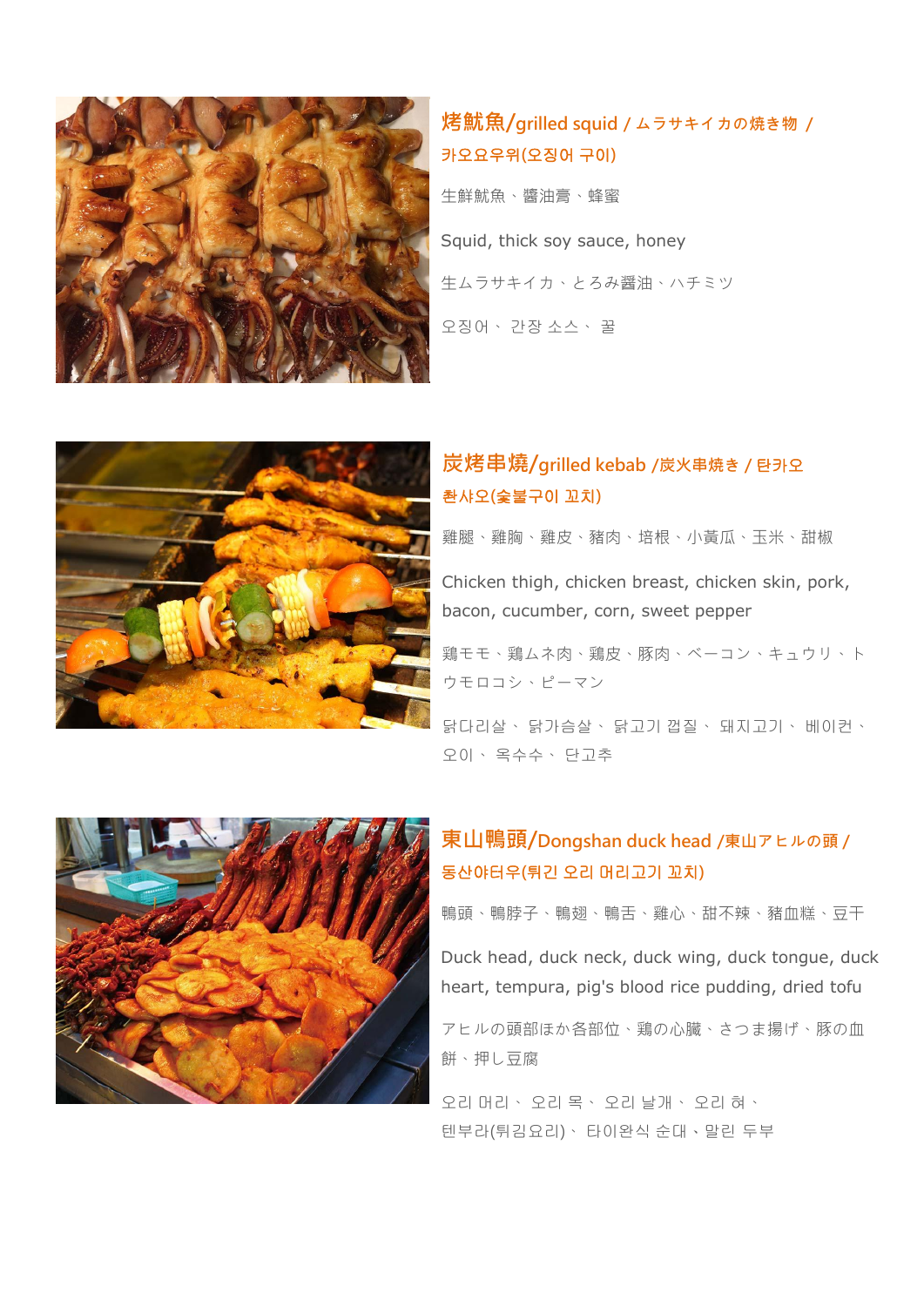## 烤魷魚/grilled squid / ムラサキイカの焼き物 / 카오요우위(오징어 구이)

生鮮魷魚、醬油膏、蜂蜜

Squid, thick soy sauce, honey

生ムラサキイカ、とろみ醤油、ハチミツ

오징어、 간장 소스、 꿀

## 炭烤串燒/grilled kebab /炭火串焼き / 탄카오 촨샤오(숯불구이 꼬치)

雞腿、雞胸、雞皮、豬肉、培根、小黃瓜、玉米、甜椒

Chicken thigh, chicken breast, chicken skin, pork, bacon, cucumber, corn, sweet pepper

鶏モモ、鶏ムネ肉、鶏皮、豚肉、ベーコン、キュウリ、トウモロコシ、ピーマン

닭다리살、 닭가슴살、 닭고기 껍질、 돼지고기、 베이컨、 오이、 옥수수、 단고추

## 東山鴨頭/Dongshan duck head /東山アヒルの頭 / 동산야터우(튀긴 오리 머리고기 꼬치)

鴨頭、鴨脖子、鴨翅、鴨舌、雞心、甜不辣、豬血糕、豆干

Duck head, duck neck, duck wing, duck tongue, duck heart, tempura, pig's blood rice pudding, dried tofu

アヒルの頭部ほか各部位、鶏の心臓、さつま揚げ、豚の血餅、押し豆腐

오리 머리、 오리 목、 오리 날개、 오리 혀、 텐부라(튀김요리)、 타이완식 순대、말린 두부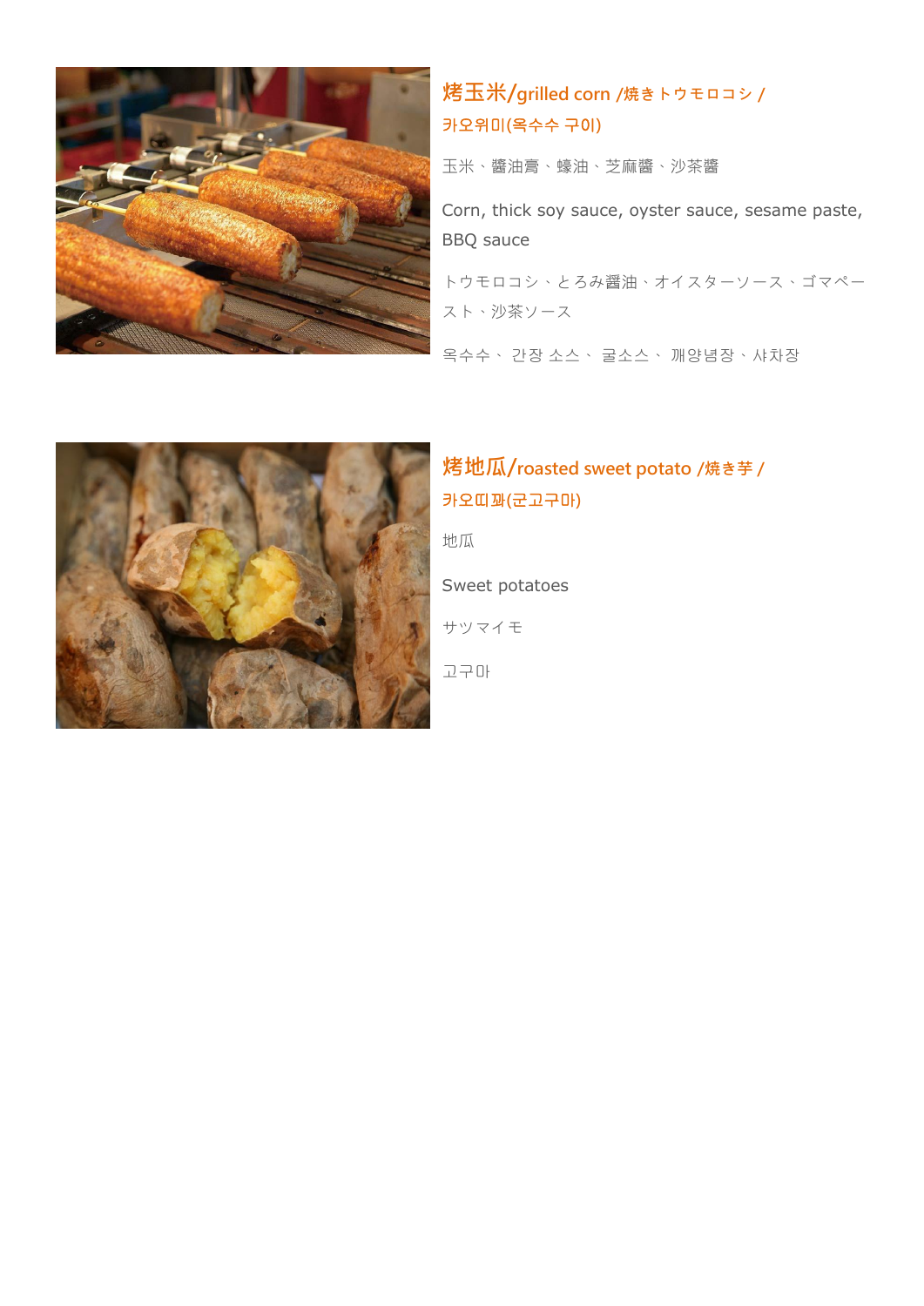## 烤玉米/grilled corn /焼きトウモロコシ / 카오위미(옥수수 구이)

玉米、醬油膏、蠔油、芝麻醬、沙茶醬

Corn, thick soy sauce, oyster sauce, sesame paste, BBQ sauce

トウモロコシ、とろみ醤油、オイスターソース、ゴマペースト、沙茶ソース

옥수수、 간장 소스、 굴소스、 깨양념장、샤차장

## 烤地瓜/roasted sweet potato /焼き芋 / 카오띠꽈(군고구마)

地瓜

Sweet potatoes

サツマイモ

고구마